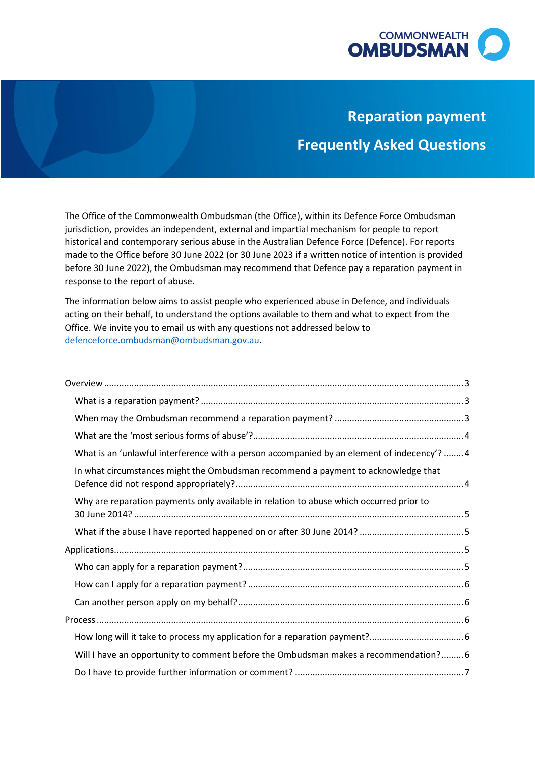COMMONWEALTH OMBUDSMAN

# Reparation payment

# Frequently Asked Questions

The Office of the Commonwealth Ombudsman (the Office), within its Defence Force Ombudsman jurisdiction, provides an independent, external and impartial mechanism for people to report historical and contemporary serious abuse in the Australian Defence Force (Defence). For reports made to the Office before 30 June 2022 (or 30 June 2023 if a written notice of intention is provided before 30 June 2022), the Ombudsman may recommend that Defence pay a reparation payment in response to the report of abuse.

The information below aims to assist people who experienced abuse in Defence, and individuals acting on their behalf, to understand the options available to them and what to expect from the Office. We invite you to email us with any questions not addressed below to defenceforce.ombudsman@ombudsman.gov.au.

Overview ........ 3
- What is a reparation payment? ........ 3
- When may the Ombudsman recommend a reparation payment? ........ 3
- What are the 'most serious forms of abuse'? ........ 4
- What is an 'unlawful interference with a person accompanied by an element of indecency'? ........ 4
- In what circumstances might the Ombudsman recommend a payment to acknowledge that Defence did not respond appropriately? ........ 4
- Why are reparation payments only available in relation to abuse which occurred prior to 30 June 2014? ........ 5
- What if the abuse I have reported happened on or after 30 June 2014? ........ 5

Applications ........ 5
- Who can apply for a reparation payment? ........ 5
- How can I apply for a reparation payment? ........ 6
- Can another person apply on my behalf? ........ 6

Process ........ 6
- How long will it take to process my application for a reparation payment? ........ 6
- Will I have an opportunity to comment before the Ombudsman makes a recommendation? ........ 6
- Do I have to provide further information or comment? ........ 7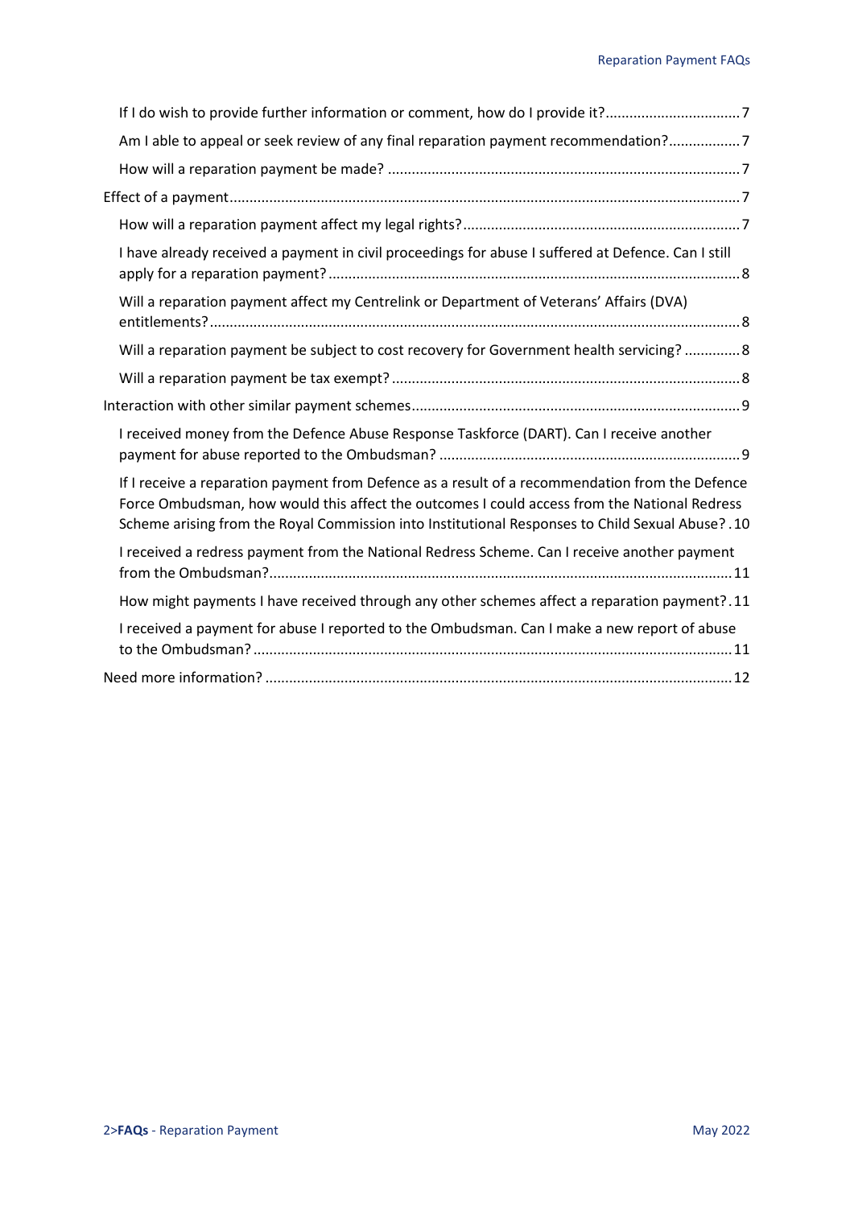If I do wish to provide further information or comment, how do I provide it? 7

Am I able to appeal or seek review of any final reparation payment recommendation? 7

How will a reparation payment be made? 7

Effect of a payment 7

How will a reparation payment affect my legal rights? 7

I have already received a payment in civil proceedings for abuse I suffered at Defence. Can I still apply for a reparation payment? 8

Will a reparation payment affect my Centrelink or Department of Veterans' Affairs (DVA) entitlements? 8

Will a reparation payment be subject to cost recovery for Government health servicing? 8

Will a reparation payment be tax exempt? 8

Interaction with other similar payment schemes 9

I received money from the Defence Abuse Response Taskforce (DART). Can I receive another payment for abuse reported to the Ombudsman? 9

If I receive a reparation payment from Defence as a result of a recommendation from the Defence Force Ombudsman, how would this affect the outcomes I could access from the National Redress Scheme arising from the Royal Commission into Institutional Responses to Child Sexual Abuse? 10

I received a redress payment from the National Redress Scheme. Can I receive another payment from the Ombudsman? 11

How might payments I have received through any other schemes affect a reparation payment? 11

I received a payment for abuse I reported to the Ombudsman. Can I make a new report of abuse to the Ombudsman? 11

Need more information? 12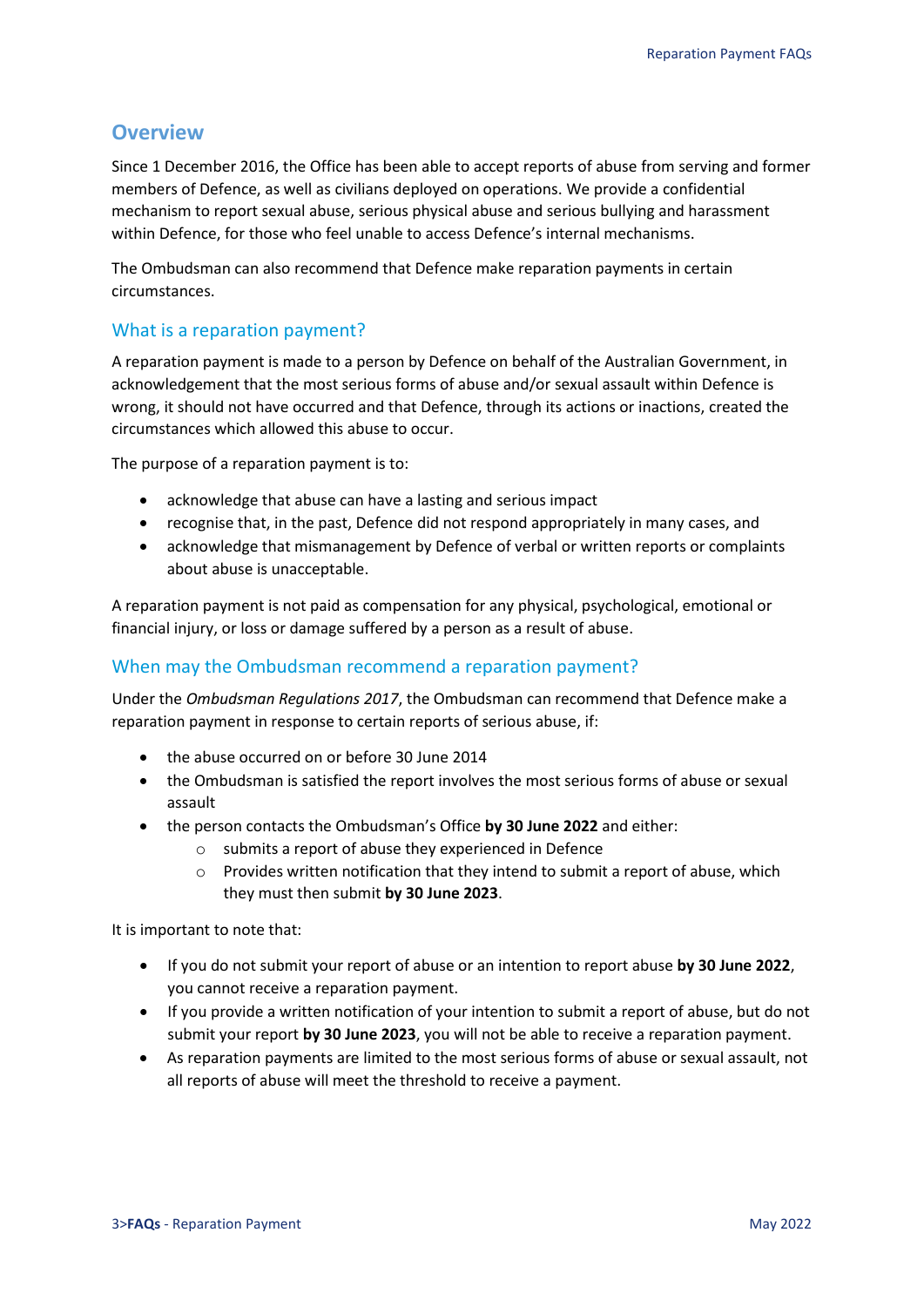## Overview

Since 1 December 2016, the Office has been able to accept reports of abuse from serving and former members of Defence, as well as civilians deployed on operations. We provide a confidential mechanism to report sexual abuse, serious physical abuse and serious bullying and harassment within Defence, for those who feel unable to access Defence's internal mechanisms.

The Ombudsman can also recommend that Defence make reparation payments in certain circumstances.

### What is a reparation payment?

A reparation payment is made to a person by Defence on behalf of the Australian Government, in acknowledgement that the most serious forms of abuse and/or sexual assault within Defence is wrong, it should not have occurred and that Defence, through its actions or inactions, created the circumstances which allowed this abuse to occur.

The purpose of a reparation payment is to:

- acknowledge that abuse can have a lasting and serious impact
- recognise that, in the past, Defence did not respond appropriately in many cases, and
- acknowledge that mismanagement by Defence of verbal or written reports or complaints about abuse is unacceptable.

A reparation payment is not paid as compensation for any physical, psychological, emotional or financial injury, or loss or damage suffered by a person as a result of abuse.

### When may the Ombudsman recommend a reparation payment?

Under the *Ombudsman Regulations 2017*, the Ombudsman can recommend that Defence make a reparation payment in response to certain reports of serious abuse, if:

- the abuse occurred on or before 30 June 2014
- the Ombudsman is satisfied the report involves the most serious forms of abuse or sexual assault
- the person contacts the Ombudsman's Office **by 30 June 2022** and either:
  - submits a report of abuse they experienced in Defence
  - Provides written notification that they intend to submit a report of abuse, which they must then submit **by 30 June 2023**.

It is important to note that:

- If you do not submit your report of abuse or an intention to report abuse **by 30 June 2022**, you cannot receive a reparation payment.
- If you provide a written notification of your intention to submit a report of abuse, but do not submit your report **by 30 June 2023**, you will not be able to receive a reparation payment.
- As reparation payments are limited to the most serious forms of abuse or sexual assault, not all reports of abuse will meet the threshold to receive a payment.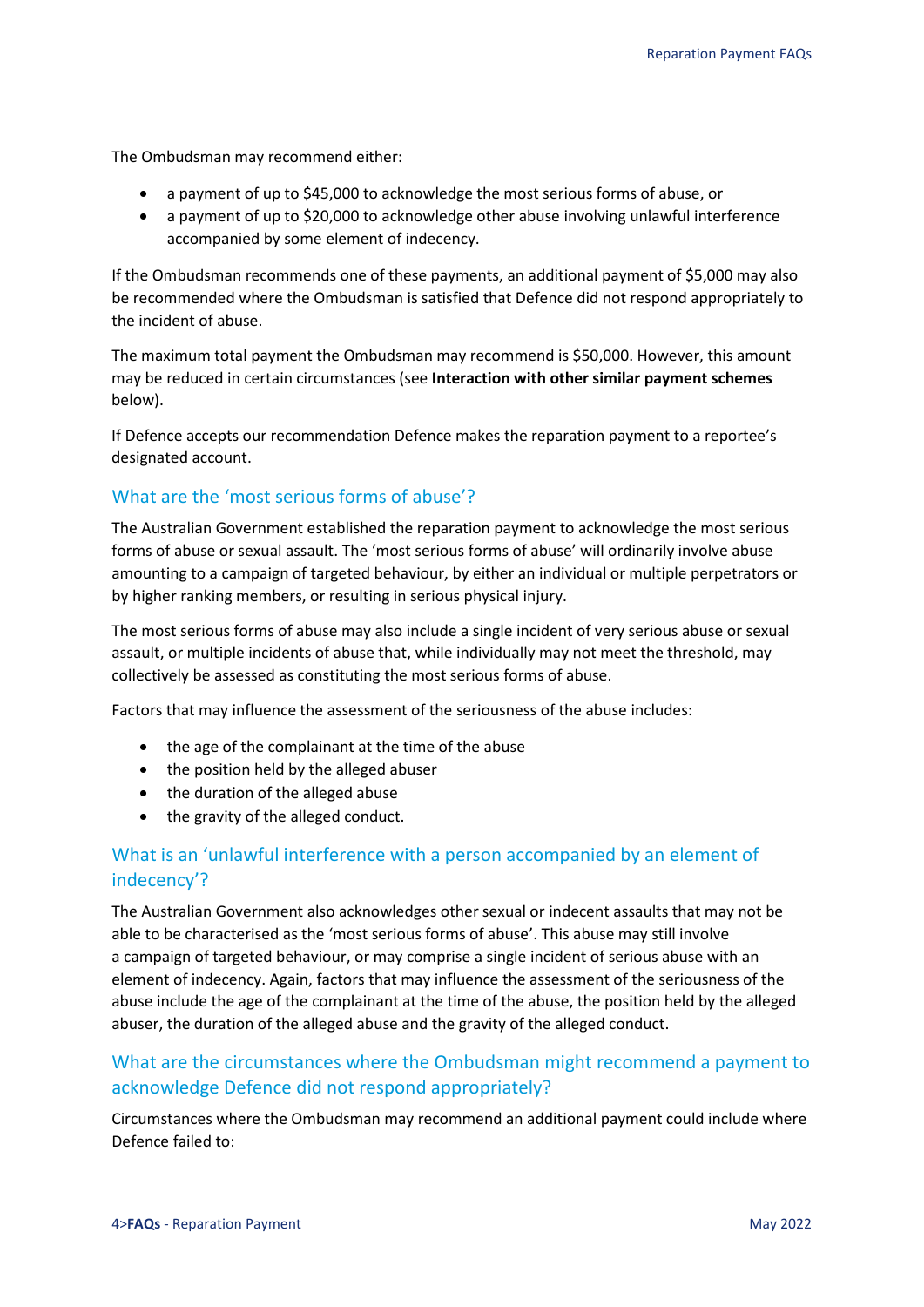The Ombudsman may recommend either:

- a payment of up to $45,000 to acknowledge the most serious forms of abuse, or
- a payment of up to $20,000 to acknowledge other abuse involving unlawful interference accompanied by some element of indecency.

If the Ombudsman recommends one of these payments, an additional payment of $5,000 may also be recommended where the Ombudsman is satisfied that Defence did not respond appropriately to the incident of abuse.

The maximum total payment the Ombudsman may recommend is $50,000. However, this amount may be reduced in certain circumstances (see **Interaction with other similar payment schemes** below).

If Defence accepts our recommendation Defence makes the reparation payment to a reportee's designated account.

## What are the 'most serious forms of abuse'?

The Australian Government established the reparation payment to acknowledge the most serious forms of abuse or sexual assault. The 'most serious forms of abuse' will ordinarily involve abuse amounting to a campaign of targeted behaviour, by either an individual or multiple perpetrators or by higher ranking members, or resulting in serious physical injury.

The most serious forms of abuse may also include a single incident of very serious abuse or sexual assault, or multiple incidents of abuse that, while individually may not meet the threshold, may collectively be assessed as constituting the most serious forms of abuse.

Factors that may influence the assessment of the seriousness of the abuse includes:

- the age of the complainant at the time of the abuse
- the position held by the alleged abuser
- the duration of the alleged abuse
- the gravity of the alleged conduct.

## What is an 'unlawful interference with a person accompanied by an element of indecency'?

The Australian Government also acknowledges other sexual or indecent assaults that may not be able to be characterised as the 'most serious forms of abuse'. This abuse may still involve a campaign of targeted behaviour, or may comprise a single incident of serious abuse with an element of indecency. Again, factors that may influence the assessment of the seriousness of the abuse include the age of the complainant at the time of the abuse, the position held by the alleged abuser, the duration of the alleged abuse and the gravity of the alleged conduct.

## What are the circumstances where the Ombudsman might recommend a payment to acknowledge Defence did not respond appropriately?

Circumstances where the Ombudsman may recommend an additional payment could include where Defence failed to: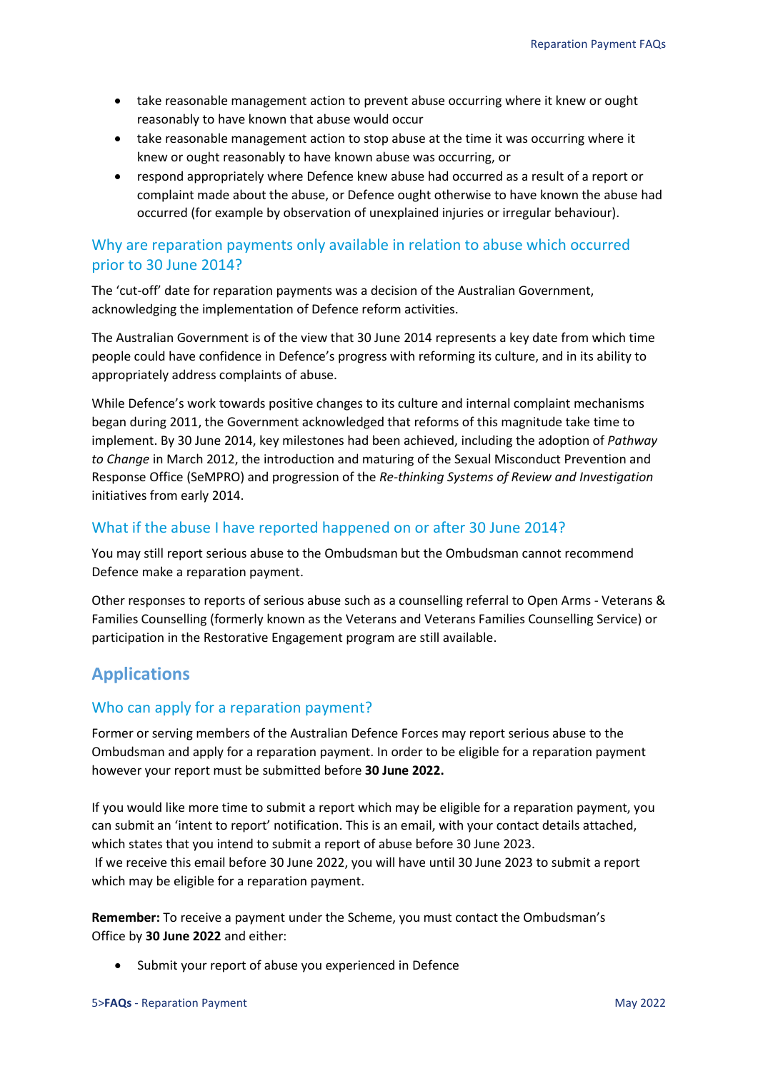- take reasonable management action to prevent abuse occurring where it knew or ought reasonably to have known that abuse would occur
- take reasonable management action to stop abuse at the time it was occurring where it knew or ought reasonably to have known abuse was occurring, or
- respond appropriately where Defence knew abuse had occurred as a result of a report or complaint made about the abuse, or Defence ought otherwise to have known the abuse had occurred (for example by observation of unexplained injuries or irregular behaviour).

### Why are reparation payments only available in relation to abuse which occurred prior to 30 June 2014?

The 'cut-off' date for reparation payments was a decision of the Australian Government, acknowledging the implementation of Defence reform activities.

The Australian Government is of the view that 30 June 2014 represents a key date from which time people could have confidence in Defence's progress with reforming its culture, and in its ability to appropriately address complaints of abuse.

While Defence's work towards positive changes to its culture and internal complaint mechanisms began during 2011, the Government acknowledged that reforms of this magnitude take time to implement. By 30 June 2014, key milestones had been achieved, including the adoption of *Pathway to Change* in March 2012, the introduction and maturing of the Sexual Misconduct Prevention and Response Office (SeMPRO) and progression of the *Re-thinking Systems of Review and Investigation* initiatives from early 2014.

### What if the abuse I have reported happened on or after 30 June 2014?

You may still report serious abuse to the Ombudsman but the Ombudsman cannot recommend Defence make a reparation payment.

Other responses to reports of serious abuse such as a counselling referral to Open Arms - Veterans & Families Counselling (formerly known as the Veterans and Veterans Families Counselling Service) or participation in the Restorative Engagement program are still available.

## Applications

### Who can apply for a reparation payment?

Former or serving members of the Australian Defence Forces may report serious abuse to the Ombudsman and apply for a reparation payment. In order to be eligible for a reparation payment however your report must be submitted before **30 June 2022.**

If you would like more time to submit a report which may be eligible for a reparation payment, you can submit an 'intent to report' notification. This is an email, with your contact details attached, which states that you intend to submit a report of abuse before 30 June 2023. If we receive this email before 30 June 2022, you will have until 30 June 2023 to submit a report which may be eligible for a reparation payment.

**Remember:** To receive a payment under the Scheme, you must contact the Ombudsman's Office by **30 June 2022** and either:

- Submit your report of abuse you experienced in Defence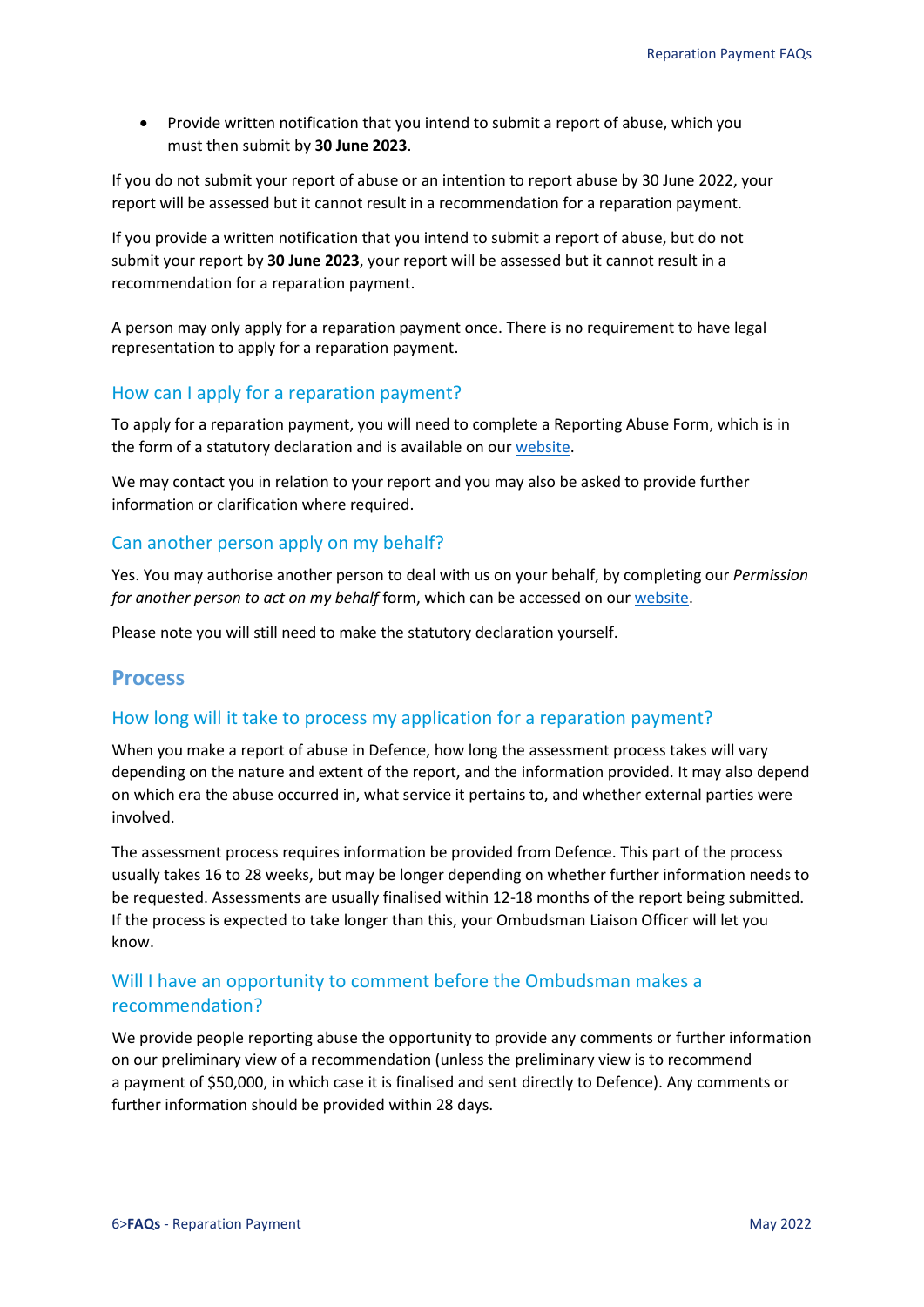- Provide written notification that you intend to submit a report of abuse, which you must then submit by **30 June 2023**.

If you do not submit your report of abuse or an intention to report abuse by 30 June 2022, your report will be assessed but it cannot result in a recommendation for a reparation payment.

If you provide a written notification that you intend to submit a report of abuse, but do not submit your report by **30 June 2023**, your report will be assessed but it cannot result in a recommendation for a reparation payment.

A person may only apply for a reparation payment once. There is no requirement to have legal representation to apply for a reparation payment.

### How can I apply for a reparation payment?

To apply for a reparation payment, you will need to complete a Reporting Abuse Form, which is in the form of a statutory declaration and is available on our website.

We may contact you in relation to your report and you may also be asked to provide further information or clarification where required.

### Can another person apply on my behalf?

Yes. You may authorise another person to deal with us on your behalf, by completing our *Permission for another person to act on my behalf* form, which can be accessed on our website.

Please note you will still need to make the statutory declaration yourself.

## Process

### How long will it take to process my application for a reparation payment?

When you make a report of abuse in Defence, how long the assessment process takes will vary depending on the nature and extent of the report, and the information provided. It may also depend on which era the abuse occurred in, what service it pertains to, and whether external parties were involved.

The assessment process requires information be provided from Defence. This part of the process usually takes 16 to 28 weeks, but may be longer depending on whether further information needs to be requested. Assessments are usually finalised within 12-18 months of the report being submitted. If the process is expected to take longer than this, your Ombudsman Liaison Officer will let you know.

### Will I have an opportunity to comment before the Ombudsman makes a recommendation?

We provide people reporting abuse the opportunity to provide any comments or further information on our preliminary view of a recommendation (unless the preliminary view is to recommend a payment of $50,000, in which case it is finalised and sent directly to Defence). Any comments or further information should be provided within 28 days.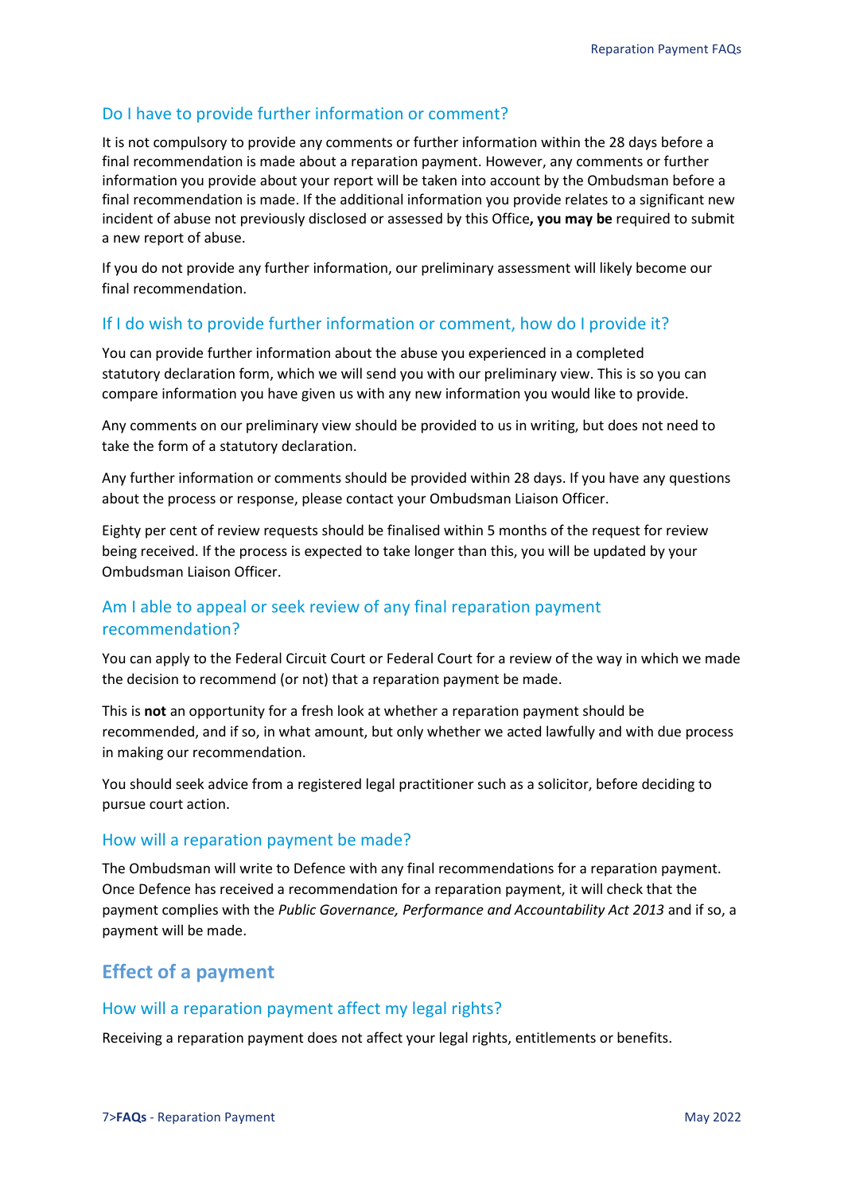### Do I have to provide further information or comment?

It is not compulsory to provide any comments or further information within the 28 days before a final recommendation is made about a reparation payment. However, any comments or further information you provide about your report will be taken into account by the Ombudsman before a final recommendation is made. If the additional information you provide relates to a significant new incident of abuse not previously disclosed or assessed by this Office**, you may be** required to submit a new report of abuse.

If you do not provide any further information, our preliminary assessment will likely become our final recommendation.

### If I do wish to provide further information or comment, how do I provide it?

You can provide further information about the abuse you experienced in a completed statutory declaration form, which we will send you with our preliminary view. This is so you can compare information you have given us with any new information you would like to provide.

Any comments on our preliminary view should be provided to us in writing, but does not need to take the form of a statutory declaration.

Any further information or comments should be provided within 28 days. If you have any questions about the process or response, please contact your Ombudsman Liaison Officer.

Eighty per cent of review requests should be finalised within 5 months of the request for review being received. If the process is expected to take longer than this, you will be updated by your Ombudsman Liaison Officer.

### Am I able to appeal or seek review of any final reparation payment recommendation?

You can apply to the Federal Circuit Court or Federal Court for a review of the way in which we made the decision to recommend (or not) that a reparation payment be made.

This is **not** an opportunity for a fresh look at whether a reparation payment should be recommended, and if so, in what amount, but only whether we acted lawfully and with due process in making our recommendation.

You should seek advice from a registered legal practitioner such as a solicitor, before deciding to pursue court action.

### How will a reparation payment be made?

The Ombudsman will write to Defence with any final recommendations for a reparation payment. Once Defence has received a recommendation for a reparation payment, it will check that the payment complies with the *Public Governance, Performance and Accountability Act 2013* and if so, a payment will be made.

## Effect of a payment

### How will a reparation payment affect my legal rights?

Receiving a reparation payment does not affect your legal rights, entitlements or benefits.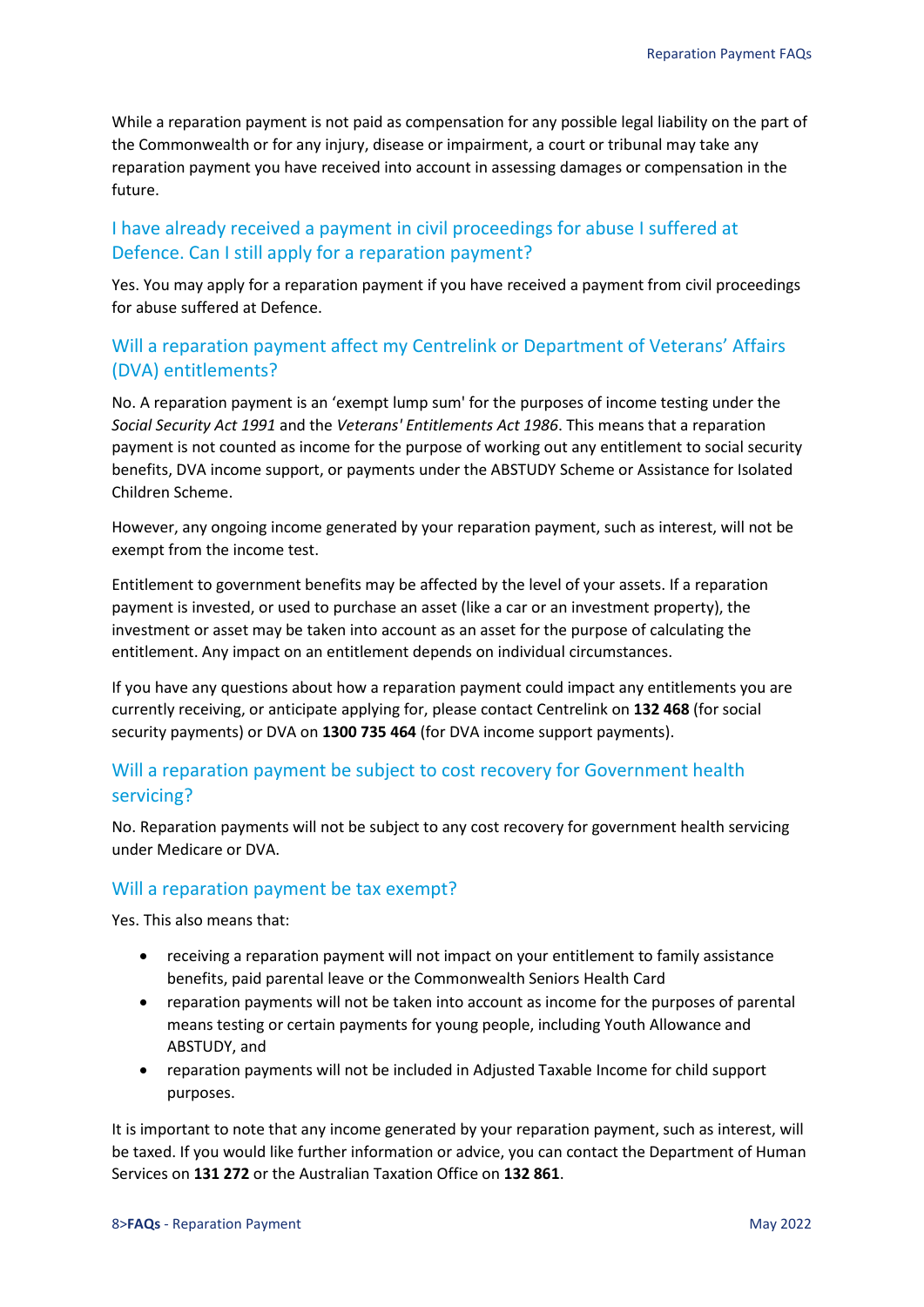While a reparation payment is not paid as compensation for any possible legal liability on the part of the Commonwealth or for any injury, disease or impairment, a court or tribunal may take any reparation payment you have received into account in assessing damages or compensation in the future.

## I have already received a payment in civil proceedings for abuse I suffered at Defence. Can I still apply for a reparation payment?

Yes. You may apply for a reparation payment if you have received a payment from civil proceedings for abuse suffered at Defence.

## Will a reparation payment affect my Centrelink or Department of Veterans' Affairs (DVA) entitlements?

No. A reparation payment is an 'exempt lump sum' for the purposes of income testing under the *Social Security Act 1991* and the *Veterans' Entitlements Act 1986*. This means that a reparation payment is not counted as income for the purpose of working out any entitlement to social security benefits, DVA income support, or payments under the ABSTUDY Scheme or Assistance for Isolated Children Scheme.

However, any ongoing income generated by your reparation payment, such as interest, will not be exempt from the income test.

Entitlement to government benefits may be affected by the level of your assets. If a reparation payment is invested, or used to purchase an asset (like a car or an investment property), the investment or asset may be taken into account as an asset for the purpose of calculating the entitlement. Any impact on an entitlement depends on individual circumstances.

If you have any questions about how a reparation payment could impact any entitlements you are currently receiving, or anticipate applying for, please contact Centrelink on **132 468** (for social security payments) or DVA on **1300 735 464** (for DVA income support payments).

## Will a reparation payment be subject to cost recovery for Government health servicing?

No. Reparation payments will not be subject to any cost recovery for government health servicing under Medicare or DVA.

## Will a reparation payment be tax exempt?

Yes. This also means that:

- receiving a reparation payment will not impact on your entitlement to family assistance benefits, paid parental leave or the Commonwealth Seniors Health Card
- reparation payments will not be taken into account as income for the purposes of parental means testing or certain payments for young people, including Youth Allowance and ABSTUDY, and
- reparation payments will not be included in Adjusted Taxable Income for child support purposes.

It is important to note that any income generated by your reparation payment, such as interest, will be taxed. If you would like further information or advice, you can contact the Department of Human Services on **131 272** or the Australian Taxation Office on **132 861**.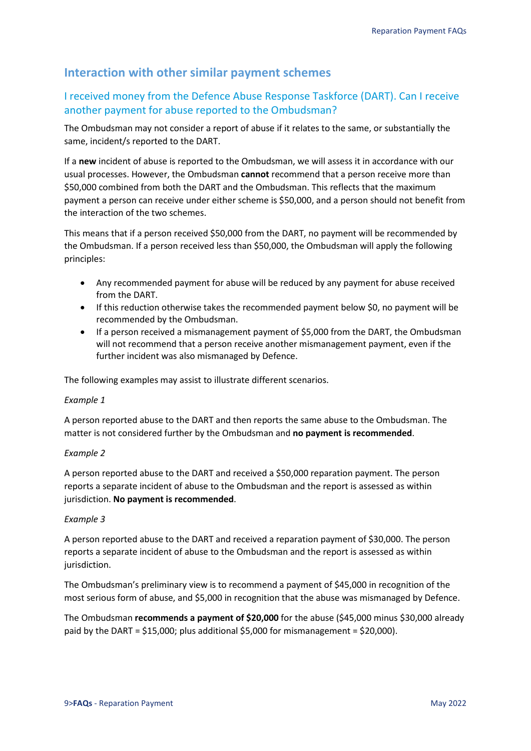## Interaction with other similar payment schemes

### I received money from the Defence Abuse Response Taskforce (DART). Can I receive another payment for abuse reported to the Ombudsman?

The Ombudsman may not consider a report of abuse if it relates to the same, or substantially the same, incident/s reported to the DART.

If a **new** incident of abuse is reported to the Ombudsman, we will assess it in accordance with our usual processes. However, the Ombudsman **cannot** recommend that a person receive more than $50,000 combined from both the DART and the Ombudsman. This reflects that the maximum payment a person can receive under either scheme is $50,000, and a person should not benefit from the interaction of the two schemes.

This means that if a person received $50,000 from the DART, no payment will be recommended by the Ombudsman. If a person received less than $50,000, the Ombudsman will apply the following principles:

- Any recommended payment for abuse will be reduced by any payment for abuse received from the DART.
- If this reduction otherwise takes the recommended payment below $0, no payment will be recommended by the Ombudsman.
- If a person received a mismanagement payment of $5,000 from the DART, the Ombudsman will not recommend that a person receive another mismanagement payment, even if the further incident was also mismanaged by Defence.

The following examples may assist to illustrate different scenarios.

*Example 1*

A person reported abuse to the DART and then reports the same abuse to the Ombudsman. The matter is not considered further by the Ombudsman and **no payment is recommended**.

*Example 2*

A person reported abuse to the DART and received a $50,000 reparation payment. The person reports a separate incident of abuse to the Ombudsman and the report is assessed as within jurisdiction. **No payment is recommended**.

*Example 3*

A person reported abuse to the DART and received a reparation payment of $30,000. The person reports a separate incident of abuse to the Ombudsman and the report is assessed as within jurisdiction.

The Ombudsman's preliminary view is to recommend a payment of $45,000 in recognition of the most serious form of abuse, and $5,000 in recognition that the abuse was mismanaged by Defence.

The Ombudsman **recommends a payment of $20,000** for the abuse ($45,000 minus $30,000 already paid by the DART = $15,000; plus additional $5,000 for mismanagement = $20,000).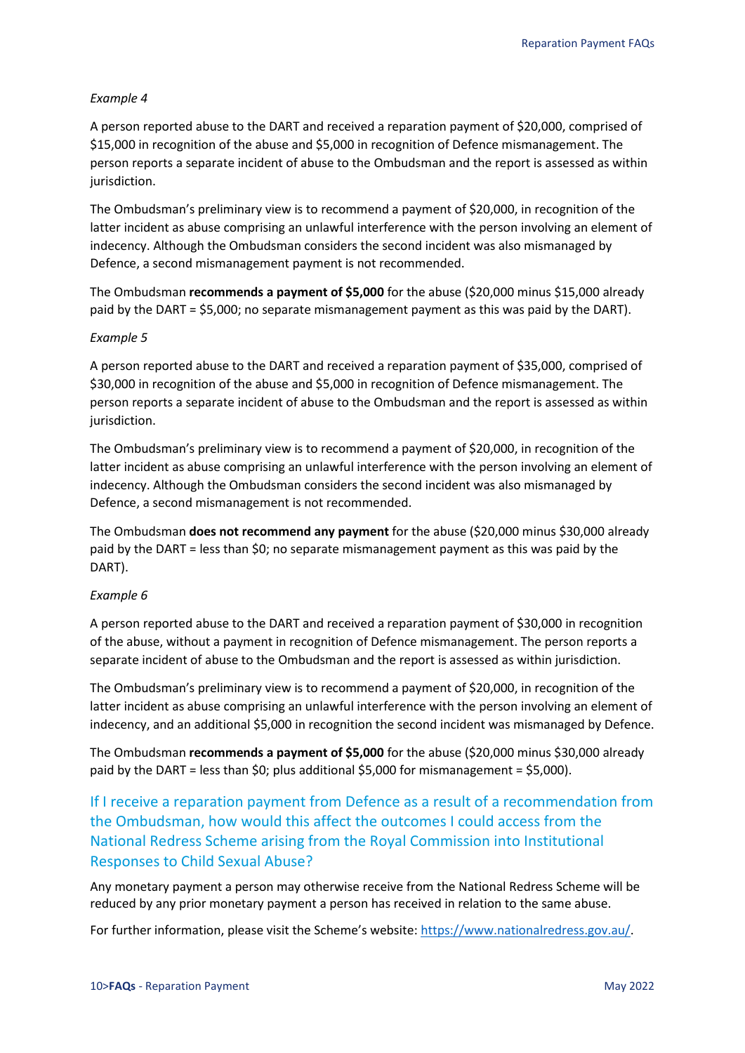*Example 4*

A person reported abuse to the DART and received a reparation payment of $20,000, comprised of $15,000 in recognition of the abuse and $5,000 in recognition of Defence mismanagement. The person reports a separate incident of abuse to the Ombudsman and the report is assessed as within jurisdiction.

The Ombudsman's preliminary view is to recommend a payment of $20,000, in recognition of the latter incident as abuse comprising an unlawful interference with the person involving an element of indecency. Although the Ombudsman considers the second incident was also mismanaged by Defence, a second mismanagement payment is not recommended.

The Ombudsman **recommends a payment of $5,000** for the abuse ($20,000 minus $15,000 already paid by the DART = $5,000; no separate mismanagement payment as this was paid by the DART).

*Example 5*

A person reported abuse to the DART and received a reparation payment of $35,000, comprised of $30,000 in recognition of the abuse and $5,000 in recognition of Defence mismanagement. The person reports a separate incident of abuse to the Ombudsman and the report is assessed as within jurisdiction.

The Ombudsman's preliminary view is to recommend a payment of $20,000, in recognition of the latter incident as abuse comprising an unlawful interference with the person involving an element of indecency. Although the Ombudsman considers the second incident was also mismanaged by Defence, a second mismanagement is not recommended.

The Ombudsman **does not recommend any payment** for the abuse ($20,000 minus $30,000 already paid by the DART = less than $0; no separate mismanagement payment as this was paid by the DART).

*Example 6*

A person reported abuse to the DART and received a reparation payment of $30,000 in recognition of the abuse, without a payment in recognition of Defence mismanagement. The person reports a separate incident of abuse to the Ombudsman and the report is assessed as within jurisdiction.

The Ombudsman's preliminary view is to recommend a payment of $20,000, in recognition of the latter incident as abuse comprising an unlawful interference with the person involving an element of indecency, and an additional $5,000 in recognition the second incident was mismanaged by Defence.

The Ombudsman **recommends a payment of $5,000** for the abuse ($20,000 minus $30,000 already paid by the DART = less than $0; plus additional $5,000 for mismanagement = $5,000).

## If I receive a reparation payment from Defence as a result of a recommendation from the Ombudsman, how would this affect the outcomes I could access from the National Redress Scheme arising from the Royal Commission into Institutional Responses to Child Sexual Abuse?

Any monetary payment a person may otherwise receive from the National Redress Scheme will be reduced by any prior monetary payment a person has received in relation to the same abuse.

For further information, please visit the Scheme's website: https://www.nationalredress.gov.au/.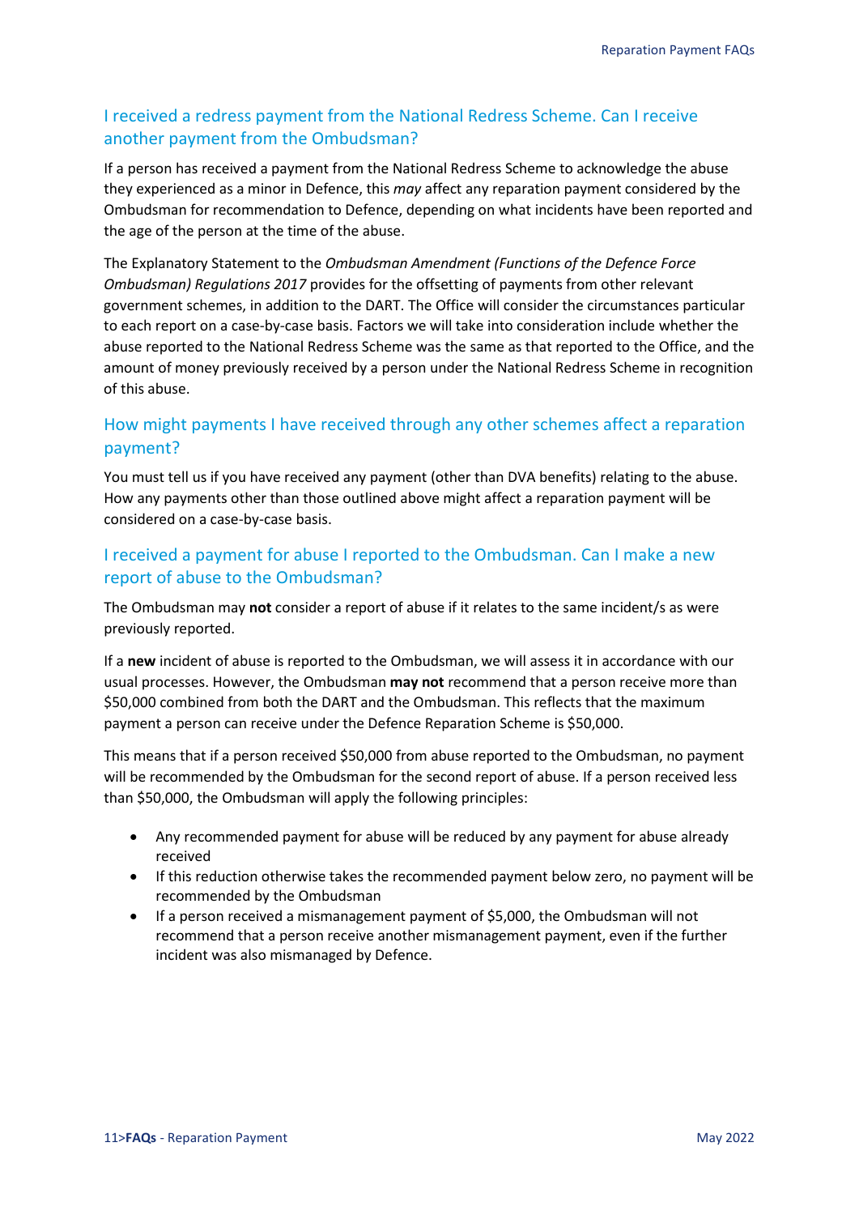## I received a redress payment from the National Redress Scheme. Can I receive another payment from the Ombudsman?

If a person has received a payment from the National Redress Scheme to acknowledge the abuse they experienced as a minor in Defence, this *may* affect any reparation payment considered by the Ombudsman for recommendation to Defence, depending on what incidents have been reported and the age of the person at the time of the abuse.

The Explanatory Statement to the *Ombudsman Amendment (Functions of the Defence Force Ombudsman) Regulations 2017* provides for the offsetting of payments from other relevant government schemes, in addition to the DART. The Office will consider the circumstances particular to each report on a case-by-case basis. Factors we will take into consideration include whether the abuse reported to the National Redress Scheme was the same as that reported to the Office, and the amount of money previously received by a person under the National Redress Scheme in recognition of this abuse.

## How might payments I have received through any other schemes affect a reparation payment?

You must tell us if you have received any payment (other than DVA benefits) relating to the abuse. How any payments other than those outlined above might affect a reparation payment will be considered on a case-by-case basis.

## I received a payment for abuse I reported to the Ombudsman. Can I make a new report of abuse to the Ombudsman?

The Ombudsman may **not** consider a report of abuse if it relates to the same incident/s as were previously reported.

If a **new** incident of abuse is reported to the Ombudsman, we will assess it in accordance with our usual processes. However, the Ombudsman **may not** recommend that a person receive more than $50,000 combined from both the DART and the Ombudsman. This reflects that the maximum payment a person can receive under the Defence Reparation Scheme is $50,000.

This means that if a person received $50,000 from abuse reported to the Ombudsman, no payment will be recommended by the Ombudsman for the second report of abuse. If a person received less than $50,000, the Ombudsman will apply the following principles:

- Any recommended payment for abuse will be reduced by any payment for abuse already received
- If this reduction otherwise takes the recommended payment below zero, no payment will be recommended by the Ombudsman
- If a person received a mismanagement payment of $5,000, the Ombudsman will not recommend that a person receive another mismanagement payment, even if the further incident was also mismanaged by Defence.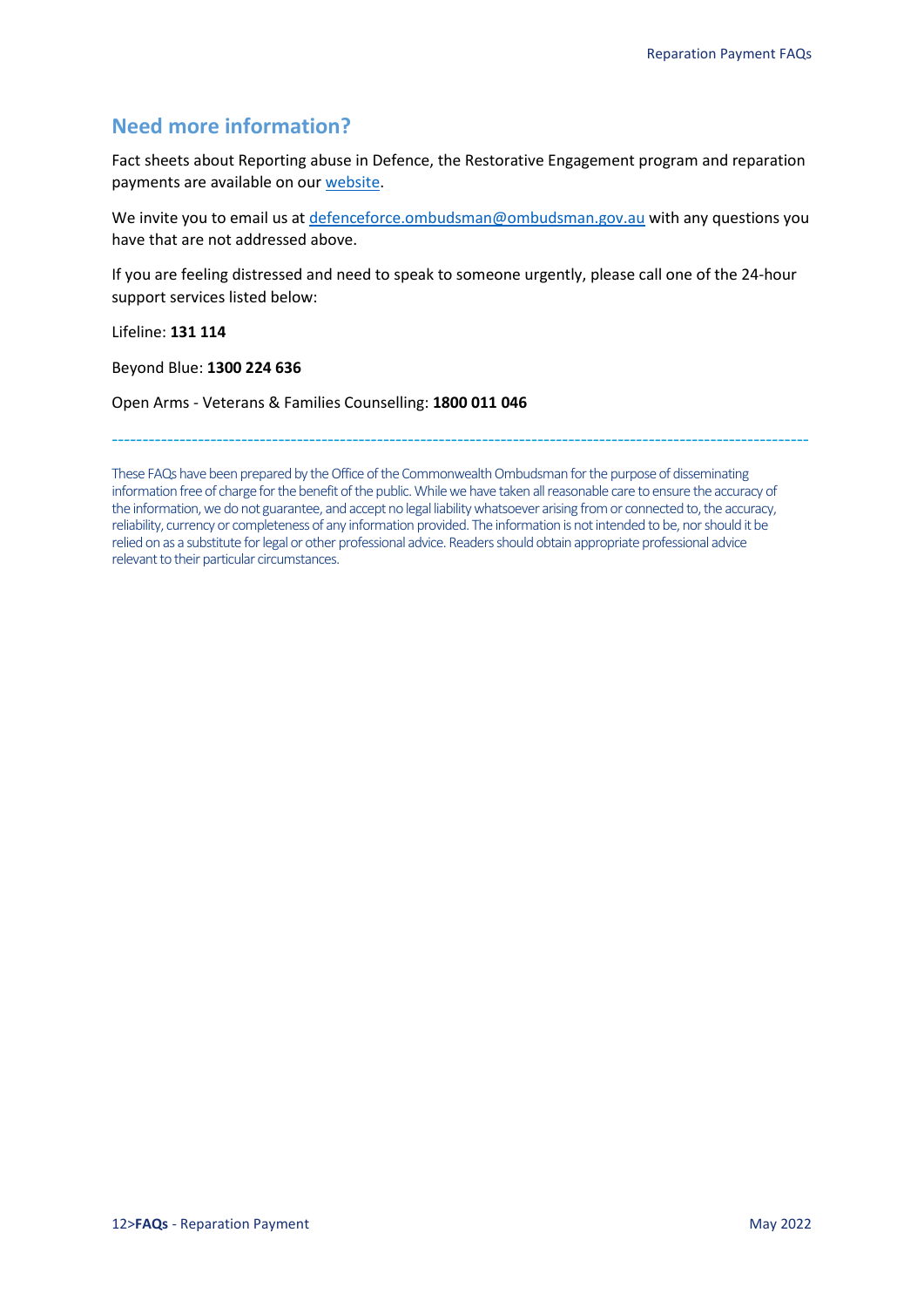## Need more information?

Fact sheets about Reporting abuse in Defence, the Restorative Engagement program and reparation payments are available on our website.

We invite you to email us at defenceforce.ombudsman@ombudsman.gov.au with any questions you have that are not addressed above.

If you are feeling distressed and need to speak to someone urgently, please call one of the 24-hour support services listed below:

Lifeline: **131 114**

Beyond Blue: **1300 224 636**

Open Arms - Veterans & Families Counselling: **1800 011 046**

---

These FAQs have been prepared by the Office of the Commonwealth Ombudsman for the purpose of disseminating information free of charge for the benefit of the public. While we have taken all reasonable care to ensure the accuracy of the information, we do not guarantee, and accept no legal liability whatsoever arising from or connected to, the accuracy, reliability, currency or completeness of any information provided. The information is not intended to be, nor should it be relied on as a substitute for legal or other professional advice. Readers should obtain appropriate professional advice relevant to their particular circumstances.